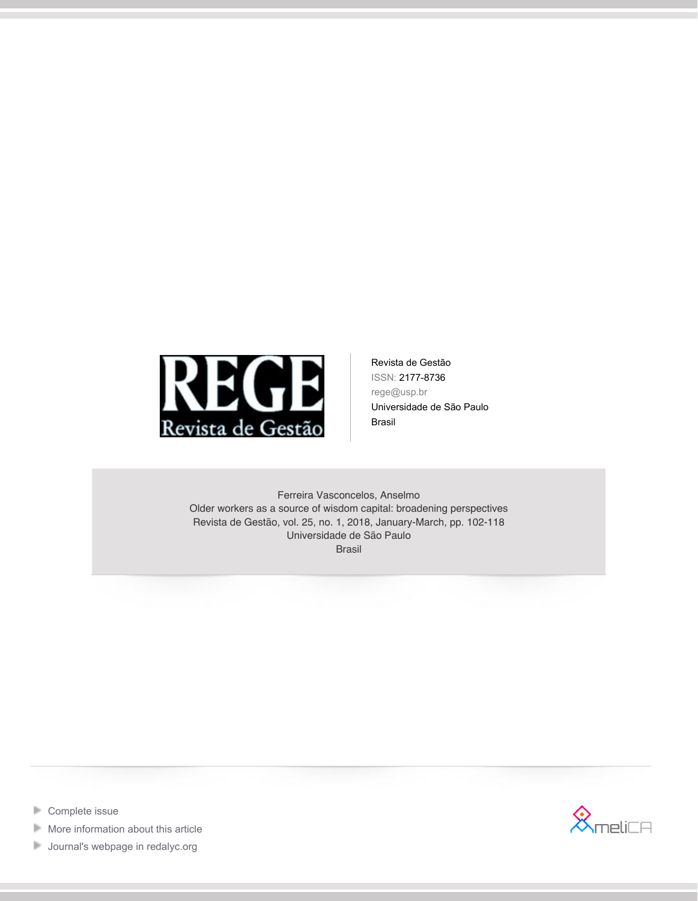REGE

Revista de Gestão

Revista de Gestão
ISSN: 2177-8736
rege@usp.br
Universidade de São Paulo
Brasil

Ferreira Vasconcelos, Anselmo
Older workers as a source of wisdom capital: broadening perspectives
Revista de Gestão, vol. 25, no. 1, 2018, January-March, pp. 102-118
Universidade de São Paulo
Brasil

- Complete issue
- More information about this article
- Journal's webpage in redalyc.org

AmeliCA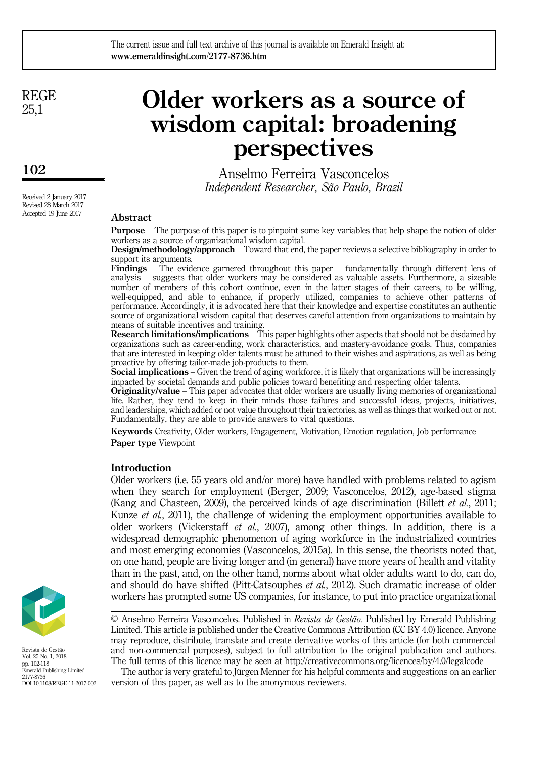# Older workers as a source of wisdom capital: broadening perspectives

Anselmo Ferreira Vasconcelos
*Independent Researcher, São Paulo, Brazil*

Received 2 January 2017
Revised 28 March 2017
Accepted 19 June 2017

## Abstract

**Purpose** – The purpose of this paper is to pinpoint some key variables that help shape the notion of older workers as a source of organizational wisdom capital.

**Design/methodology/approach** – Toward that end, the paper reviews a selective bibliography in order to support its arguments.

**Findings** – The evidence garnered throughout this paper – fundamentally through different lens of analysis – suggests that older workers may be considered as valuable assets. Furthermore, a sizeable number of members of this cohort continue, even in the latter stages of their careers, to be willing, well-equipped, and able to enhance, if properly utilized, companies to achieve other patterns of performance. Accordingly, it is advocated here that their knowledge and expertise constitutes an authentic source of organizational wisdom capital that deserves careful attention from organizations to maintain by means of suitable incentives and training.

**Research limitations/implications** – This paper highlights other aspects that should not be disdained by organizations such as career-ending, work characteristics, and mastery-avoidance goals. Thus, companies that are interested in keeping older talents must be attuned to their wishes and aspirations, as well as being proactive by offering tailor-made job-products to them.

**Social implications** – Given the trend of aging workforce, it is likely that organizations will be increasingly impacted by societal demands and public policies toward benefiting and respecting older talents.

**Originality/value** – This paper advocates that older workers are usually living memories of organizational life. Rather, they tend to keep in their minds those failures and successful ideas, projects, initiatives, and leaderships, which added or not value throughout their trajectories, as well as things that worked out or not. Fundamentally, they are able to provide answers to vital questions.

**Keywords** Creativity, Older workers, Engagement, Motivation, Emotion regulation, Job performance

**Paper type** Viewpoint

## Introduction

Older workers (i.e. 55 years old and/or more) have handled with problems related to agism when they search for employment (Berger, 2009; Vasconcelos, 2012), age-based stigma (Kang and Chasteen, 2009), the perceived kinds of age discrimination (Billett *et al.*, 2011; Kunze *et al.*, 2011), the challenge of widening the employment opportunities available to older workers (Vickerstaff *et al.*, 2007), among other things. In addition, there is a widespread demographic phenomenon of aging workforce in the industrialized countries and most emerging economies (Vasconcelos, 2015a). In this sense, the theorists noted that, on one hand, people are living longer and (in general) have more years of health and vitality than in the past, and, on the other hand, norms about what older adults want to do, can do, and should do have shifted (Pitt-Catsouphes *et al.*, 2012). Such dramatic increase of older workers has prompted some US companies, for instance, to put into practice organizational

© Anselmo Ferreira Vasconcelos. Published in *Revista de Gestão*. Published by Emerald Publishing Limited. This article is published under the Creative Commons Attribution (CC BY 4.0) licence. Anyone may reproduce, distribute, translate and create derivative works of this article (for both commercial and non-commercial purposes), subject to full attribution to the original publication and authors. The full terms of this licence may be seen at http://creativecommons.org/licences/by/4.0/legalcode

The author is very grateful to Jürgen Menner for his helpful comments and suggestions on an earlier version of this paper, as well as to the anonymous reviewers.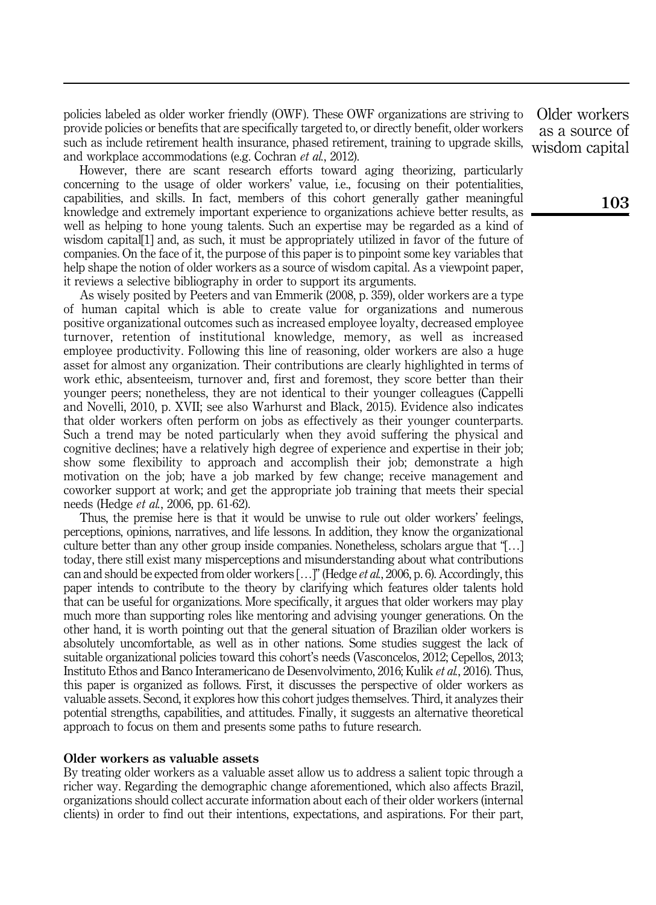policies labeled as older worker friendly (OWF). These OWF organizations are striving to provide policies or benefits that are specifically targeted to, or directly benefit, older workers such as include retirement health insurance, phased retirement, training to upgrade skills, and workplace accommodations (e.g. Cochran *et al.*, 2012).

However, there are scant research efforts toward aging theorizing, particularly concerning to the usage of older workers' value, i.e., focusing on their potentialities, capabilities, and skills. In fact, members of this cohort generally gather meaningful knowledge and extremely important experience to organizations achieve better results, as well as helping to hone young talents. Such an expertise may be regarded as a kind of wisdom capital[1] and, as such, it must be appropriately utilized in favor of the future of companies. On the face of it, the purpose of this paper is to pinpoint some key variables that help shape the notion of older workers as a source of wisdom capital. As a viewpoint paper, it reviews a selective bibliography in order to support its arguments.

As wisely posited by Peeters and van Emmerik (2008, p. 359), older workers are a type of human capital which is able to create value for organizations and numerous positive organizational outcomes such as increased employee loyalty, decreased employee turnover, retention of institutional knowledge, memory, as well as increased employee productivity. Following this line of reasoning, older workers are also a huge asset for almost any organization. Their contributions are clearly highlighted in terms of work ethic, absenteeism, turnover and, first and foremost, they score better than their younger peers; nonetheless, they are not identical to their younger colleagues (Cappelli and Novelli, 2010, p. XVII; see also Warhurst and Black, 2015). Evidence also indicates that older workers often perform on jobs as effectively as their younger counterparts. Such a trend may be noted particularly when they avoid suffering the physical and cognitive declines; have a relatively high degree of experience and expertise in their job; show some flexibility to approach and accomplish their job; demonstrate a high motivation on the job; have a job marked by few change; receive management and coworker support at work; and get the appropriate job training that meets their special needs (Hedge *et al.*, 2006, pp. 61-62).

Thus, the premise here is that it would be unwise to rule out older workers' feelings, perceptions, opinions, narratives, and life lessons. In addition, they know the organizational culture better than any other group inside companies. Nonetheless, scholars argue that "[…] today, there still exist many misperceptions and misunderstanding about what contributions can and should be expected from older workers […]" (Hedge *et al.*, 2006, p. 6). Accordingly, this paper intends to contribute to the theory by clarifying which features older talents hold that can be useful for organizations. More specifically, it argues that older workers may play much more than supporting roles like mentoring and advising younger generations. On the other hand, it is worth pointing out that the general situation of Brazilian older workers is absolutely uncomfortable, as well as in other nations. Some studies suggest the lack of suitable organizational policies toward this cohort's needs (Vasconcelos, 2012; Cepellos, 2013; Instituto Ethos and Banco Interamericano de Desenvolvimento, 2016; Kulik *et al.*, 2016). Thus, this paper is organized as follows. First, it discusses the perspective of older workers as valuable assets. Second, it explores how this cohort judges themselves. Third, it analyzes their potential strengths, capabilities, and attitudes. Finally, it suggests an alternative theoretical approach to focus on them and presents some paths to future research.

## Older workers as valuable assets

By treating older workers as a valuable asset allow us to address a salient topic through a richer way. Regarding the demographic change aforementioned, which also affects Brazil, organizations should collect accurate information about each of their older workers (internal clients) in order to find out their intentions, expectations, and aspirations. For their part,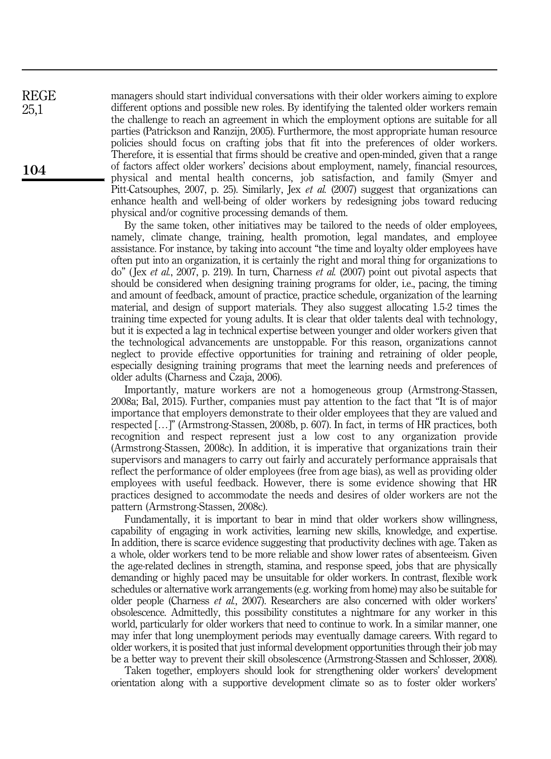managers should start individual conversations with their older workers aiming to explore different options and possible new roles. By identifying the talented older workers remain the challenge to reach an agreement in which the employment options are suitable for all parties (Patrickson and Ranzijn, 2005). Furthermore, the most appropriate human resource policies should focus on crafting jobs that fit into the preferences of older workers. Therefore, it is essential that firms should be creative and open-minded, given that a range of factors affect older workers' decisions about employment, namely, financial resources, physical and mental health concerns, job satisfaction, and family (Smyer and Pitt-Catsouphes, 2007, p. 25). Similarly, Jex *et al.* (2007) suggest that organizations can enhance health and well-being of older workers by redesigning jobs toward reducing physical and/or cognitive processing demands of them.

By the same token, other initiatives may be tailored to the needs of older employees, namely, climate change, training, health promotion, legal mandates, and employee assistance. For instance, by taking into account "the time and loyalty older employees have often put into an organization, it is certainly the right and moral thing for organizations to do" (Jex *et al.*, 2007, p. 219). In turn, Charness *et al.* (2007) point out pivotal aspects that should be considered when designing training programs for older, i.e., pacing, the timing and amount of feedback, amount of practice, practice schedule, organization of the learning material, and design of support materials. They also suggest allocating 1.5-2 times the training time expected for young adults. It is clear that older talents deal with technology, but it is expected a lag in technical expertise between younger and older workers given that the technological advancements are unstoppable. For this reason, organizations cannot neglect to provide effective opportunities for training and retraining of older people, especially designing training programs that meet the learning needs and preferences of older adults (Charness and Czaja, 2006).

Importantly, mature workers are not a homogeneous group (Armstrong-Stassen, 2008a; Bal, 2015). Further, companies must pay attention to the fact that "It is of major importance that employers demonstrate to their older employees that they are valued and respected […]" (Armstrong-Stassen, 2008b, p. 607). In fact, in terms of HR practices, both recognition and respect represent just a low cost to any organization provide (Armstrong-Stassen, 2008c). In addition, it is imperative that organizations train their supervisors and managers to carry out fairly and accurately performance appraisals that reflect the performance of older employees (free from age bias), as well as providing older employees with useful feedback. However, there is some evidence showing that HR practices designed to accommodate the needs and desires of older workers are not the pattern (Armstrong-Stassen, 2008c).

Fundamentally, it is important to bear in mind that older workers show willingness, capability of engaging in work activities, learning new skills, knowledge, and expertise. In addition, there is scarce evidence suggesting that productivity declines with age. Taken as a whole, older workers tend to be more reliable and show lower rates of absenteeism. Given the age-related declines in strength, stamina, and response speed, jobs that are physically demanding or highly paced may be unsuitable for older workers. In contrast, flexible work schedules or alternative work arrangements (e.g. working from home) may also be suitable for older people (Charness *et al.*, 2007). Researchers are also concerned with older workers' obsolescence. Admittedly, this possibility constitutes a nightmare for any worker in this world, particularly for older workers that need to continue to work. In a similar manner, one may infer that long unemployment periods may eventually damage careers. With regard to older workers, it is posited that just informal development opportunities through their job may be a better way to prevent their skill obsolescence (Armstrong-Stassen and Schlosser, 2008).

Taken together, employers should look for strengthening older workers' development orientation along with a supportive development climate so as to foster older workers'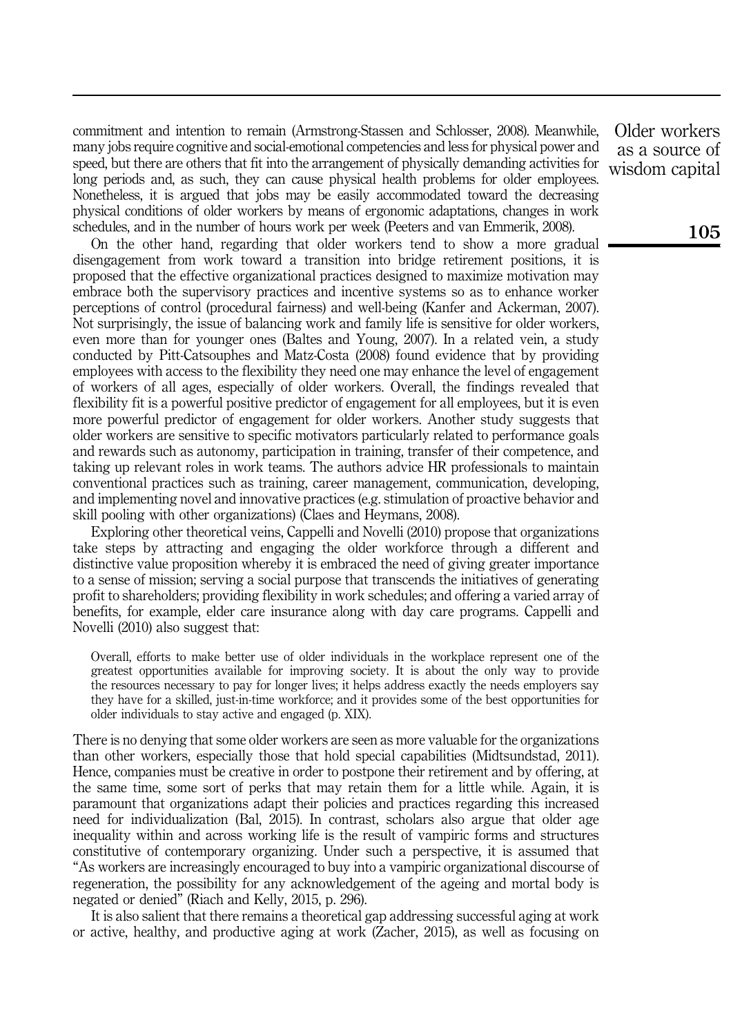commitment and intention to remain (Armstrong-Stassen and Schlosser, 2008). Meanwhile, many jobs require cognitive and social-emotional competencies and less for physical power and speed, but there are others that fit into the arrangement of physically demanding activities for long periods and, as such, they can cause physical health problems for older employees. Nonetheless, it is argued that jobs may be easily accommodated toward the decreasing physical conditions of older workers by means of ergonomic adaptations, changes in work schedules, and in the number of hours work per week (Peeters and van Emmerik, 2008).

On the other hand, regarding that older workers tend to show a more gradual disengagement from work toward a transition into bridge retirement positions, it is proposed that the effective organizational practices designed to maximize motivation may embrace both the supervisory practices and incentive systems so as to enhance worker perceptions of control (procedural fairness) and well-being (Kanfer and Ackerman, 2007). Not surprisingly, the issue of balancing work and family life is sensitive for older workers, even more than for younger ones (Baltes and Young, 2007). In a related vein, a study conducted by Pitt-Catsouphes and Matz-Costa (2008) found evidence that by providing employees with access to the flexibility they need one may enhance the level of engagement of workers of all ages, especially of older workers. Overall, the findings revealed that flexibility fit is a powerful positive predictor of engagement for all employees, but it is even more powerful predictor of engagement for older workers. Another study suggests that older workers are sensitive to specific motivators particularly related to performance goals and rewards such as autonomy, participation in training, transfer of their competence, and taking up relevant roles in work teams. The authors advice HR professionals to maintain conventional practices such as training, career management, communication, developing, and implementing novel and innovative practices (e.g. stimulation of proactive behavior and skill pooling with other organizations) (Claes and Heymans, 2008).

Exploring other theoretical veins, Cappelli and Novelli (2010) propose that organizations take steps by attracting and engaging the older workforce through a different and distinctive value proposition whereby it is embraced the need of giving greater importance to a sense of mission; serving a social purpose that transcends the initiatives of generating profit to shareholders; providing flexibility in work schedules; and offering a varied array of benefits, for example, elder care insurance along with day care programs. Cappelli and Novelli (2010) also suggest that:

> Overall, efforts to make better use of older individuals in the workplace represent one of the greatest opportunities available for improving society. It is about the only way to provide the resources necessary to pay for longer lives; it helps address exactly the needs employers say they have for a skilled, just-in-time workforce; and it provides some of the best opportunities for older individuals to stay active and engaged (p. XIX).

There is no denying that some older workers are seen as more valuable for the organizations than other workers, especially those that hold special capabilities (Midtsundstad, 2011). Hence, companies must be creative in order to postpone their retirement and by offering, at the same time, some sort of perks that may retain them for a little while. Again, it is paramount that organizations adapt their policies and practices regarding this increased need for individualization (Bal, 2015). In contrast, scholars also argue that older age inequality within and across working life is the result of vampiric forms and structures constitutive of contemporary organizing. Under such a perspective, it is assumed that "As workers are increasingly encouraged to buy into a vampiric organizational discourse of regeneration, the possibility for any acknowledgement of the ageing and mortal body is negated or denied" (Riach and Kelly, 2015, p. 296).

It is also salient that there remains a theoretical gap addressing successful aging at work or active, healthy, and productive aging at work (Zacher, 2015), as well as focusing on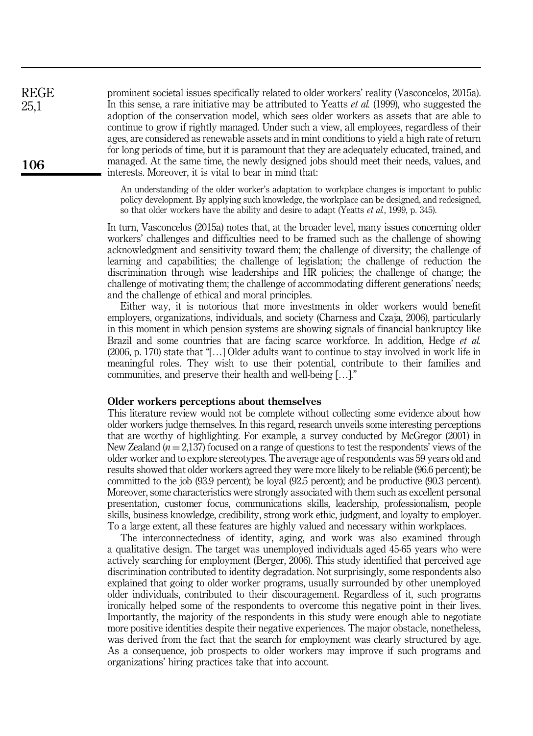prominent societal issues specifically related to older workers' reality (Vasconcelos, 2015a). In this sense, a rare initiative may be attributed to Yeatts *et al.* (1999), who suggested the adoption of the conservation model, which sees older workers as assets that are able to continue to grow if rightly managed. Under such a view, all employees, regardless of their ages, are considered as renewable assets and in mint conditions to yield a high rate of return for long periods of time, but it is paramount that they are adequately educated, trained, and managed. At the same time, the newly designed jobs should meet their needs, values, and interests. Moreover, it is vital to bear in mind that:

> An understanding of the older worker's adaptation to workplace changes is important to public policy development. By applying such knowledge, the workplace can be designed, and redesigned, so that older workers have the ability and desire to adapt (Yeatts *et al.*, 1999, p. 345).

In turn, Vasconcelos (2015a) notes that, at the broader level, many issues concerning older workers' challenges and difficulties need to be framed such as the challenge of showing acknowledgment and sensitivity toward them; the challenge of diversity; the challenge of learning and capabilities; the challenge of legislation; the challenge of reduction the discrimination through wise leaderships and HR policies; the challenge of change; the challenge of motivating them; the challenge of accommodating different generations' needs; and the challenge of ethical and moral principles.

Either way, it is notorious that more investments in older workers would benefit employers, organizations, individuals, and society (Charness and Czaja, 2006), particularly in this moment in which pension systems are showing signals of financial bankruptcy like Brazil and some countries that are facing scarce workforce. In addition, Hedge *et al.* (2006, p. 170) state that "[…] Older adults want to continue to stay involved in work life in meaningful roles. They wish to use their potential, contribute to their families and communities, and preserve their health and well-being […]."

## Older workers perceptions about themselves

This literature review would not be complete without collecting some evidence about how older workers judge themselves. In this regard, research unveils some interesting perceptions that are worthy of highlighting. For example, a survey conducted by McGregor (2001) in New Zealand ($n = 2{,}137$) focused on a range of questions to test the respondents' views of the older worker and to explore stereotypes. The average age of respondents was 59 years old and results showed that older workers agreed they were more likely to be reliable (96.6 percent); be committed to the job (93.9 percent); be loyal (92.5 percent); and be productive (90.3 percent). Moreover, some characteristics were strongly associated with them such as excellent personal presentation, customer focus, communications skills, leadership, professionalism, people skills, business knowledge, credibility, strong work ethic, judgment, and loyalty to employer. To a large extent, all these features are highly valued and necessary within workplaces.

The interconnectedness of identity, aging, and work was also examined through a qualitative design. The target was unemployed individuals aged 45-65 years who were actively searching for employment (Berger, 2006). This study identified that perceived age discrimination contributed to identity degradation. Not surprisingly, some respondents also explained that going to older worker programs, usually surrounded by other unemployed older individuals, contributed to their discouragement. Regardless of it, such programs ironically helped some of the respondents to overcome this negative point in their lives. Importantly, the majority of the respondents in this study were enough able to negotiate more positive identities despite their negative experiences. The major obstacle, nonetheless, was derived from the fact that the search for employment was clearly structured by age. As a consequence, job prospects to older workers may improve if such programs and organizations' hiring practices take that into account.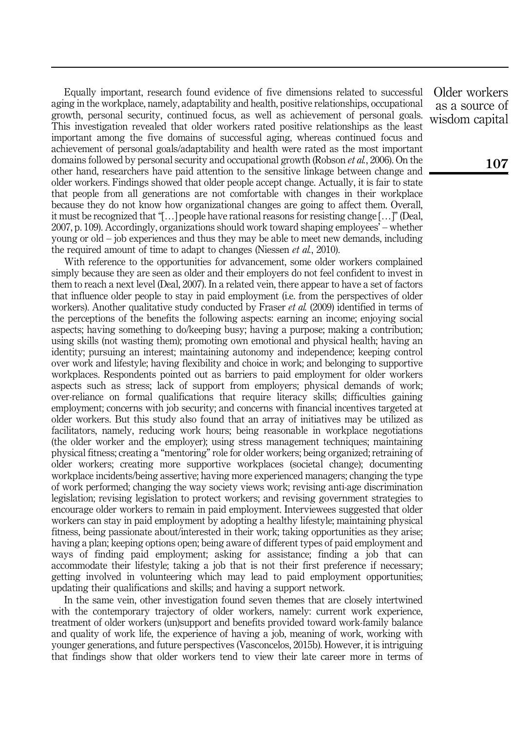Equally important, research found evidence of five dimensions related to successful aging in the workplace, namely, adaptability and health, positive relationships, occupational growth, personal security, continued focus, as well as achievement of personal goals. This investigation revealed that older workers rated positive relationships as the least important among the five domains of successful aging, whereas continued focus and achievement of personal goals/adaptability and health were rated as the most important domains followed by personal security and occupational growth (Robson *et al.*, 2006). On the other hand, researchers have paid attention to the sensitive linkage between change and older workers. Findings showed that older people accept change. Actually, it is fair to state that people from all generations are not comfortable with changes in their workplace because they do not know how organizational changes are going to affect them. Overall, it must be recognized that "[…] people have rational reasons for resisting change […]" (Deal, 2007, p. 109). Accordingly, organizations should work toward shaping employees' – whether young or old – job experiences and thus they may be able to meet new demands, including the required amount of time to adapt to changes (Niessen *et al.*, 2010).

With reference to the opportunities for advancement, some older workers complained simply because they are seen as older and their employers do not feel confident to invest in them to reach a next level (Deal, 2007). In a related vein, there appear to have a set of factors that influence older people to stay in paid employment (i.e. from the perspectives of older workers). Another qualitative study conducted by Fraser *et al.* (2009) identified in terms of the perceptions of the benefits the following aspects: earning an income; enjoying social aspects; having something to do/keeping busy; having a purpose; making a contribution; using skills (not wasting them); promoting own emotional and physical health; having an identity; pursuing an interest; maintaining autonomy and independence; keeping control over work and lifestyle; having flexibility and choice in work; and belonging to supportive workplaces. Respondents pointed out as barriers to paid employment for older workers aspects such as stress; lack of support from employers; physical demands of work; over-reliance on formal qualifications that require literacy skills; difficulties gaining employment; concerns with job security; and concerns with financial incentives targeted at older workers. But this study also found that an array of initiatives may be utilized as facilitators, namely, reducing work hours; being reasonable in workplace negotiations (the older worker and the employer); using stress management techniques; maintaining physical fitness; creating a "mentoring" role for older workers; being organized; retraining of older workers; creating more supportive workplaces (societal change); documenting workplace incidents/being assertive; having more experienced managers; changing the type of work performed; changing the way society views work; revising anti-age discrimination legislation; revising legislation to protect workers; and revising government strategies to encourage older workers to remain in paid employment. Interviewees suggested that older workers can stay in paid employment by adopting a healthy lifestyle; maintaining physical fitness, being passionate about/interested in their work; taking opportunities as they arise; having a plan; keeping options open; being aware of different types of paid employment and ways of finding paid employment; asking for assistance; finding a job that can accommodate their lifestyle; taking a job that is not their first preference if necessary; getting involved in volunteering which may lead to paid employment opportunities; updating their qualifications and skills; and having a support network.

In the same vein, other investigation found seven themes that are closely intertwined with the contemporary trajectory of older workers, namely: current work experience, treatment of older workers (un)support and benefits provided toward work-family balance and quality of work life, the experience of having a job, meaning of work, working with younger generations, and future perspectives (Vasconcelos, 2015b). However, it is intriguing that findings show that older workers tend to view their late career more in terms of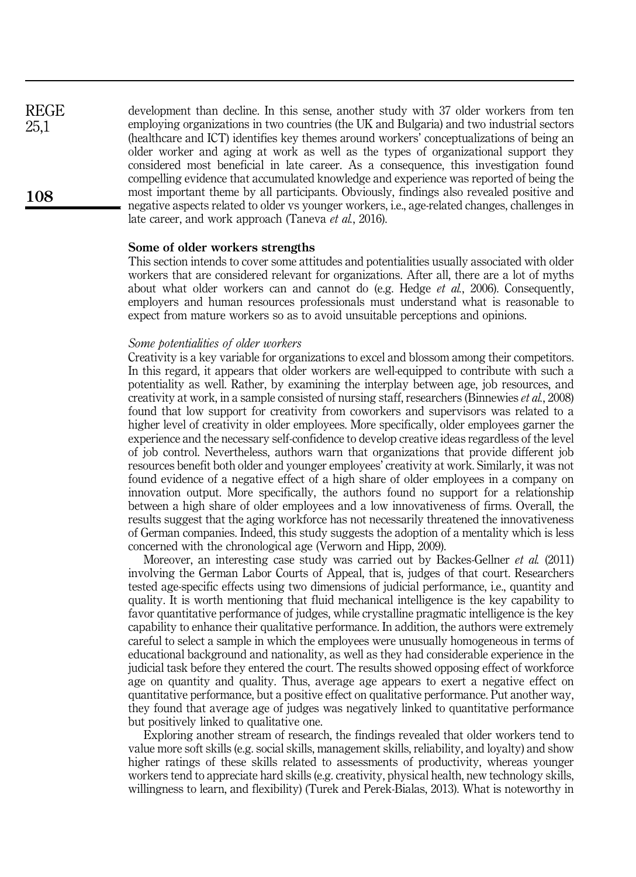development than decline. In this sense, another study with 37 older workers from ten employing organizations in two countries (the UK and Bulgaria) and two industrial sectors (healthcare and ICT) identifies key themes around workers' conceptualizations of being an older worker and aging at work as well as the types of organizational support they considered most beneficial in late career. As a consequence, this investigation found compelling evidence that accumulated knowledge and experience was reported of being the most important theme by all participants. Obviously, findings also revealed positive and negative aspects related to older vs younger workers, i.e., age-related changes, challenges in late career, and work approach (Taneva *et al.*, 2016).

## Some of older workers strengths

This section intends to cover some attitudes and potentialities usually associated with older workers that are considered relevant for organizations. After all, there are a lot of myths about what older workers can and cannot do (e.g. Hedge *et al.*, 2006). Consequently, employers and human resources professionals must understand what is reasonable to expect from mature workers so as to avoid unsuitable perceptions and opinions.

### *Some potentialities of older workers*

Creativity is a key variable for organizations to excel and blossom among their competitors. In this regard, it appears that older workers are well-equipped to contribute with such a potentiality as well. Rather, by examining the interplay between age, job resources, and creativity at work, in a sample consisted of nursing staff, researchers (Binnewies *et al.*, 2008) found that low support for creativity from coworkers and supervisors was related to a higher level of creativity in older employees. More specifically, older employees garner the experience and the necessary self-confidence to develop creative ideas regardless of the level of job control. Nevertheless, authors warn that organizations that provide different job resources benefit both older and younger employees' creativity at work. Similarly, it was not found evidence of a negative effect of a high share of older employees in a company on innovation output. More specifically, the authors found no support for a relationship between a high share of older employees and a low innovativeness of firms. Overall, the results suggest that the aging workforce has not necessarily threatened the innovativeness of German companies. Indeed, this study suggests the adoption of a mentality which is less concerned with the chronological age (Verworn and Hipp, 2009).

Moreover, an interesting case study was carried out by Backes-Gellner *et al.* (2011) involving the German Labor Courts of Appeal, that is, judges of that court. Researchers tested age-specific effects using two dimensions of judicial performance, i.e., quantity and quality. It is worth mentioning that fluid mechanical intelligence is the key capability to favor quantitative performance of judges, while crystalline pragmatic intelligence is the key capability to enhance their qualitative performance. In addition, the authors were extremely careful to select a sample in which the employees were unusually homogeneous in terms of educational background and nationality, as well as they had considerable experience in the judicial task before they entered the court. The results showed opposing effect of workforce age on quantity and quality. Thus, average age appears to exert a negative effect on quantitative performance, but a positive effect on qualitative performance. Put another way, they found that average age of judges was negatively linked to quantitative performance but positively linked to qualitative one.

Exploring another stream of research, the findings revealed that older workers tend to value more soft skills (e.g. social skills, management skills, reliability, and loyalty) and show higher ratings of these skills related to assessments of productivity, whereas younger workers tend to appreciate hard skills (e.g. creativity, physical health, new technology skills, willingness to learn, and flexibility) (Turek and Perek-Bialas, 2013). What is noteworthy in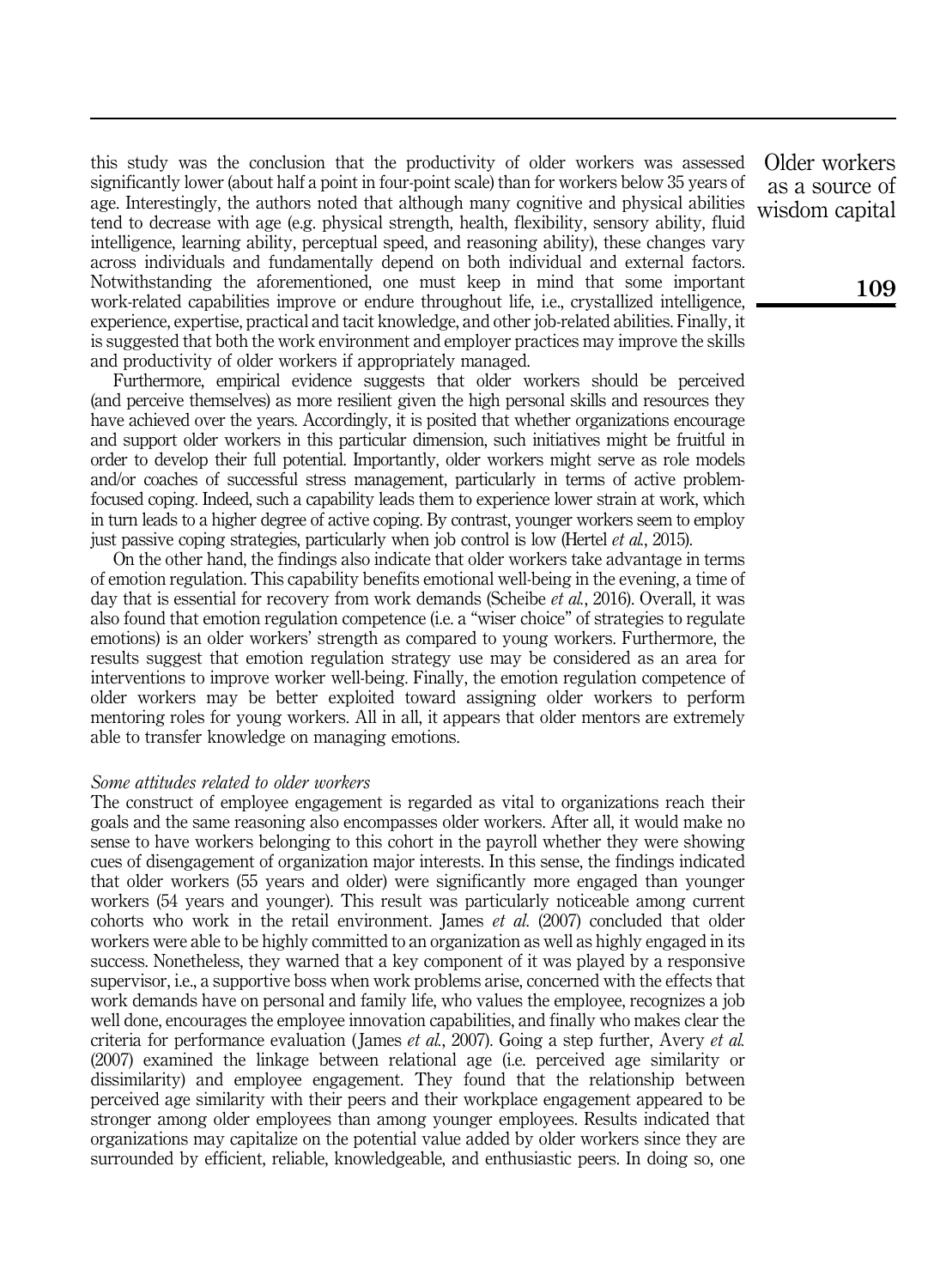this study was the conclusion that the productivity of older workers was assessed significantly lower (about half a point in four-point scale) than for workers below 35 years of age. Interestingly, the authors noted that although many cognitive and physical abilities tend to decrease with age (e.g. physical strength, health, flexibility, sensory ability, fluid intelligence, learning ability, perceptual speed, and reasoning ability), these changes vary across individuals and fundamentally depend on both individual and external factors. Notwithstanding the aforementioned, one must keep in mind that some important work-related capabilities improve or endure throughout life, i.e., crystallized intelligence, experience, expertise, practical and tacit knowledge, and other job-related abilities. Finally, it is suggested that both the work environment and employer practices may improve the skills and productivity of older workers if appropriately managed.

Furthermore, empirical evidence suggests that older workers should be perceived (and perceive themselves) as more resilient given the high personal skills and resources they have achieved over the years. Accordingly, it is posited that whether organizations encourage and support older workers in this particular dimension, such initiatives might be fruitful in order to develop their full potential. Importantly, older workers might serve as role models and/or coaches of successful stress management, particularly in terms of active problem-focused coping. Indeed, such a capability leads them to experience lower strain at work, which in turn leads to a higher degree of active coping. By contrast, younger workers seem to employ just passive coping strategies, particularly when job control is low (Hertel *et al.*, 2015).

On the other hand, the findings also indicate that older workers take advantage in terms of emotion regulation. This capability benefits emotional well-being in the evening, a time of day that is essential for recovery from work demands (Scheibe *et al.*, 2016). Overall, it was also found that emotion regulation competence (i.e. a "wiser choice" of strategies to regulate emotions) is an older workers' strength as compared to young workers. Furthermore, the results suggest that emotion regulation strategy use may be considered as an area for interventions to improve worker well-being. Finally, the emotion regulation competence of older workers may be better exploited toward assigning older workers to perform mentoring roles for young workers. All in all, it appears that older mentors are extremely able to transfer knowledge on managing emotions.

### *Some attitudes related to older workers*

The construct of employee engagement is regarded as vital to organizations reach their goals and the same reasoning also encompasses older workers. After all, it would make no sense to have workers belonging to this cohort in the payroll whether they were showing cues of disengagement of organization major interests. In this sense, the findings indicated that older workers (55 years and older) were significantly more engaged than younger workers (54 years and younger). This result was particularly noticeable among current cohorts who work in the retail environment. James *et al.* (2007) concluded that older workers were able to be highly committed to an organization as well as highly engaged in its success. Nonetheless, they warned that a key component of it was played by a responsive supervisor, i.e., a supportive boss when work problems arise, concerned with the effects that work demands have on personal and family life, who values the employee, recognizes a job well done, encourages the employee innovation capabilities, and finally who makes clear the criteria for performance evaluation (James *et al.*, 2007). Going a step further, Avery *et al.* (2007) examined the linkage between relational age (i.e. perceived age similarity or dissimilarity) and employee engagement. They found that the relationship between perceived age similarity with their peers and their workplace engagement appeared to be stronger among older employees than among younger employees. Results indicated that organizations may capitalize on the potential value added by older workers since they are surrounded by efficient, reliable, knowledgeable, and enthusiastic peers. In doing so, one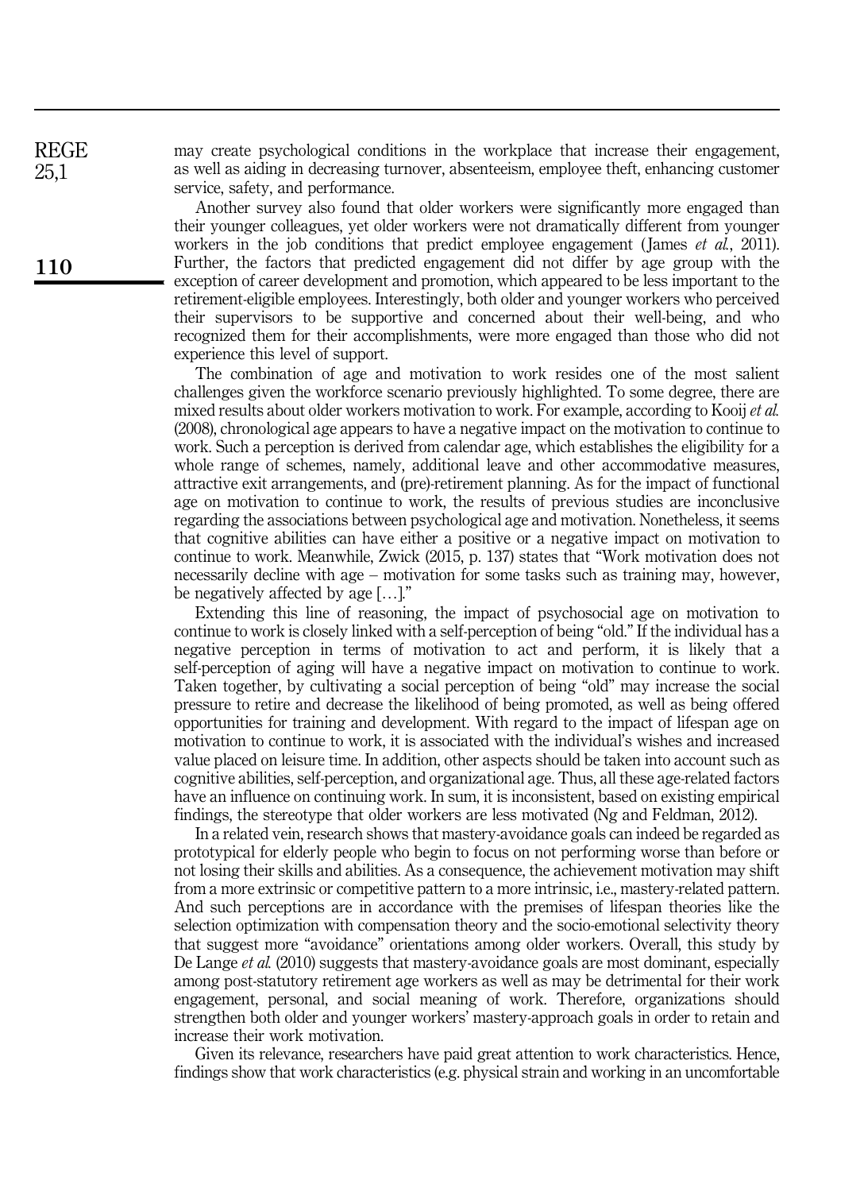may create psychological conditions in the workplace that increase their engagement, as well as aiding in decreasing turnover, absenteeism, employee theft, enhancing customer service, safety, and performance.

Another survey also found that older workers were significantly more engaged than their younger colleagues, yet older workers were not dramatically different from younger workers in the job conditions that predict employee engagement (James *et al.*, 2011). Further, the factors that predicted engagement did not differ by age group with the exception of career development and promotion, which appeared to be less important to the retirement-eligible employees. Interestingly, both older and younger workers who perceived their supervisors to be supportive and concerned about their well-being, and who recognized them for their accomplishments, were more engaged than those who did not experience this level of support.

The combination of age and motivation to work resides one of the most salient challenges given the workforce scenario previously highlighted. To some degree, there are mixed results about older workers motivation to work. For example, according to Kooij *et al.* (2008), chronological age appears to have a negative impact on the motivation to continue to work. Such a perception is derived from calendar age, which establishes the eligibility for a whole range of schemes, namely, additional leave and other accommodative measures, attractive exit arrangements, and (pre)-retirement planning. As for the impact of functional age on motivation to continue to work, the results of previous studies are inconclusive regarding the associations between psychological age and motivation. Nonetheless, it seems that cognitive abilities can have either a positive or a negative impact on motivation to continue to work. Meanwhile, Zwick (2015, p. 137) states that "Work motivation does not necessarily decline with age – motivation for some tasks such as training may, however, be negatively affected by age […]."

Extending this line of reasoning, the impact of psychosocial age on motivation to continue to work is closely linked with a self-perception of being "old." If the individual has a negative perception in terms of motivation to act and perform, it is likely that a self-perception of aging will have a negative impact on motivation to continue to work. Taken together, by cultivating a social perception of being "old" may increase the social pressure to retire and decrease the likelihood of being promoted, as well as being offered opportunities for training and development. With regard to the impact of lifespan age on motivation to continue to work, it is associated with the individual's wishes and increased value placed on leisure time. In addition, other aspects should be taken into account such as cognitive abilities, self-perception, and organizational age. Thus, all these age-related factors have an influence on continuing work. In sum, it is inconsistent, based on existing empirical findings, the stereotype that older workers are less motivated (Ng and Feldman, 2012).

In a related vein, research shows that mastery-avoidance goals can indeed be regarded as prototypical for elderly people who begin to focus on not performing worse than before or not losing their skills and abilities. As a consequence, the achievement motivation may shift from a more extrinsic or competitive pattern to a more intrinsic, i.e., mastery-related pattern. And such perceptions are in accordance with the premises of lifespan theories like the selection optimization with compensation theory and the socio-emotional selectivity theory that suggest more "avoidance" orientations among older workers. Overall, this study by De Lange *et al.* (2010) suggests that mastery-avoidance goals are most dominant, especially among post-statutory retirement age workers as well as may be detrimental for their work engagement, personal, and social meaning of work. Therefore, organizations should strengthen both older and younger workers' mastery-approach goals in order to retain and increase their work motivation.

Given its relevance, researchers have paid great attention to work characteristics. Hence, findings show that work characteristics (e.g. physical strain and working in an uncomfortable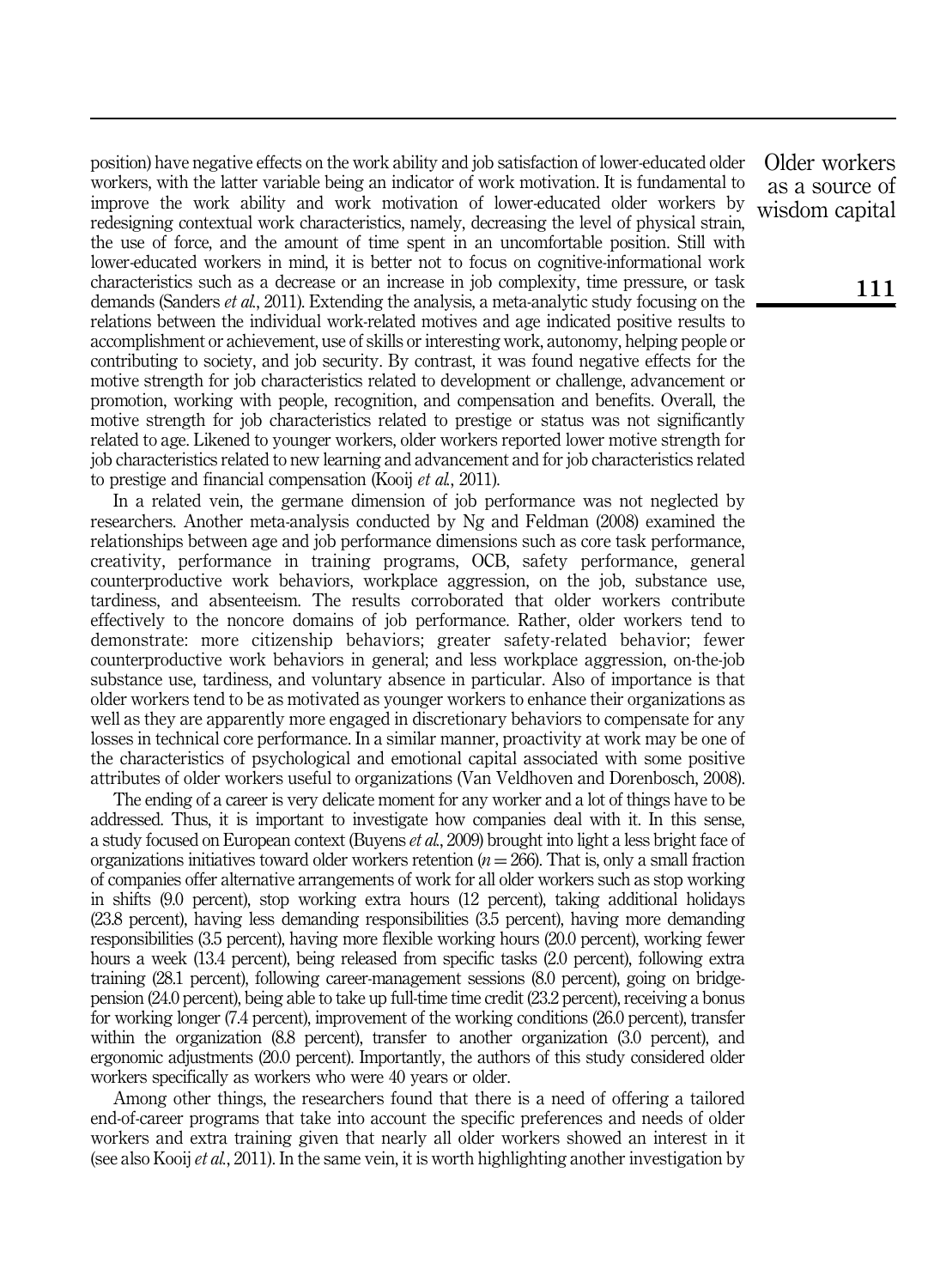position) have negative effects on the work ability and job satisfaction of lower-educated older workers, with the latter variable being an indicator of work motivation. It is fundamental to improve the work ability and work motivation of lower-educated older workers by redesigning contextual work characteristics, namely, decreasing the level of physical strain, the use of force, and the amount of time spent in an uncomfortable position. Still with lower-educated workers in mind, it is better not to focus on cognitive-informational work characteristics such as a decrease or an increase in job complexity, time pressure, or task demands (Sanders *et al.*, 2011). Extending the analysis, a meta-analytic study focusing on the relations between the individual work-related motives and age indicated positive results to accomplishment or achievement, use of skills or interesting work, autonomy, helping people or contributing to society, and job security. By contrast, it was found negative effects for the motive strength for job characteristics related to development or challenge, advancement or promotion, working with people, recognition, and compensation and benefits. Overall, the motive strength for job characteristics related to prestige or status was not significantly related to age. Likened to younger workers, older workers reported lower motive strength for job characteristics related to new learning and advancement and for job characteristics related to prestige and financial compensation (Kooij *et al.*, 2011).

In a related vein, the germane dimension of job performance was not neglected by researchers. Another meta-analysis conducted by Ng and Feldman (2008) examined the relationships between age and job performance dimensions such as core task performance, creativity, performance in training programs, OCB, safety performance, general counterproductive work behaviors, workplace aggression, on the job, substance use, tardiness, and absenteeism. The results corroborated that older workers contribute effectively to the noncore domains of job performance. Rather, older workers tend to demonstrate: more citizenship behaviors; greater safety-related behavior; fewer counterproductive work behaviors in general; and less workplace aggression, on-the-job substance use, tardiness, and voluntary absence in particular. Also of importance is that older workers tend to be as motivated as younger workers to enhance their organizations as well as they are apparently more engaged in discretionary behaviors to compensate for any losses in technical core performance. In a similar manner, proactivity at work may be one of the characteristics of psychological and emotional capital associated with some positive attributes of older workers useful to organizations (Van Veldhoven and Dorenbosch, 2008).

The ending of a career is very delicate moment for any worker and a lot of things have to be addressed. Thus, it is important to investigate how companies deal with it. In this sense, a study focused on European context (Buyens *et al.*, 2009) brought into light a less bright face of organizations initiatives toward older workers retention ($n = 266$). That is, only a small fraction of companies offer alternative arrangements of work for all older workers such as stop working in shifts (9.0 percent), stop working extra hours (12 percent), taking additional holidays (23.8 percent), having less demanding responsibilities (3.5 percent), having more demanding responsibilities (3.5 percent), having more flexible working hours (20.0 percent), working fewer hours a week (13.4 percent), being released from specific tasks (2.0 percent), following extra training (28.1 percent), following career-management sessions (8.0 percent), going on bridge-pension (24.0 percent), being able to take up full-time time credit (23.2 percent), receiving a bonus for working longer (7.4 percent), improvement of the working conditions (26.0 percent), transfer within the organization (8.8 percent), transfer to another organization (3.0 percent), and ergonomic adjustments (20.0 percent). Importantly, the authors of this study considered older workers specifically as workers who were 40 years or older.

Among other things, the researchers found that there is a need of offering a tailored end-of-career programs that take into account the specific preferences and needs of older workers and extra training given that nearly all older workers showed an interest in it (see also Kooij *et al.*, 2011). In the same vein, it is worth highlighting another investigation by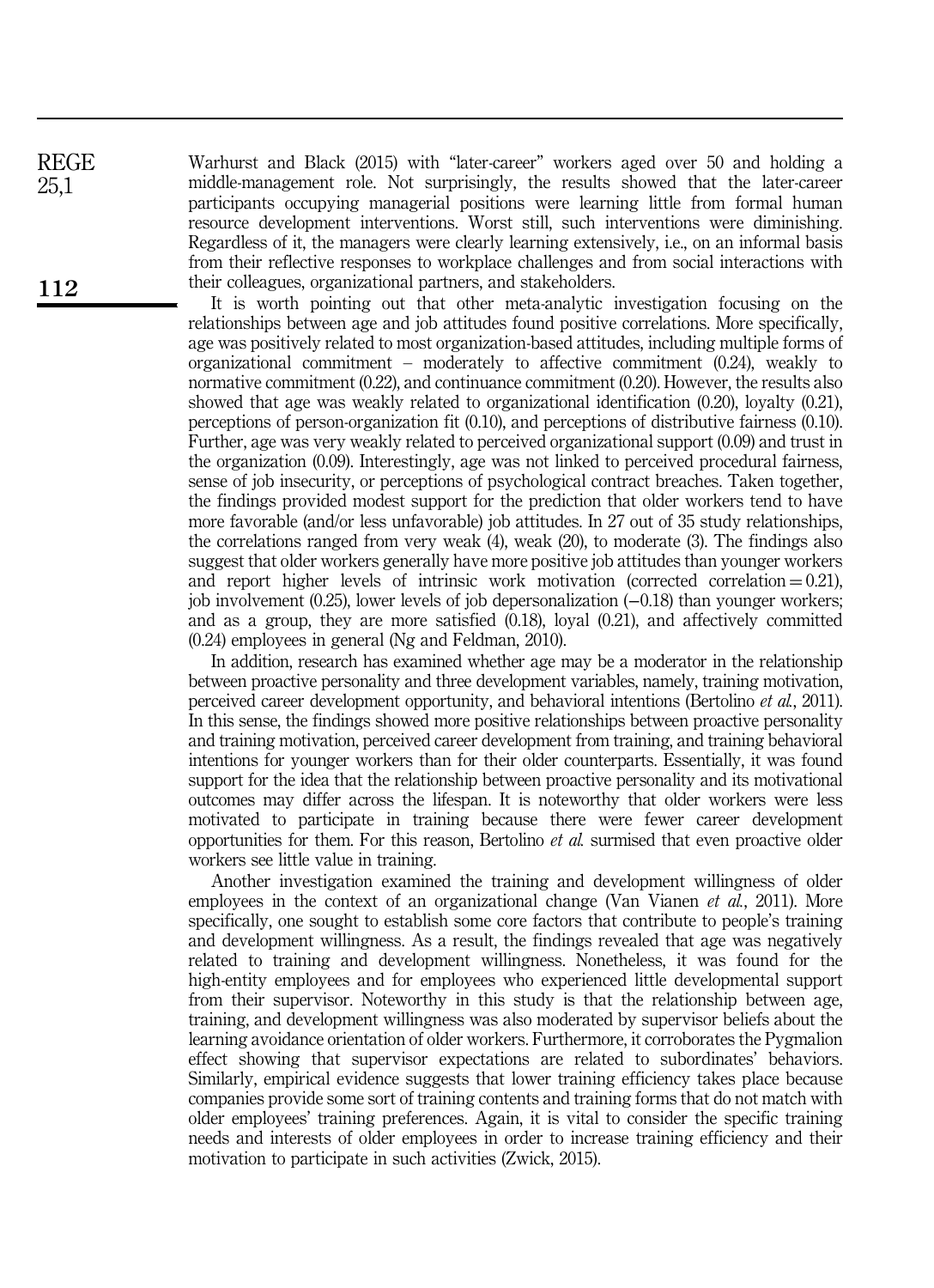Warhurst and Black (2015) with "later-career" workers aged over 50 and holding a middle-management role. Not surprisingly, the results showed that the later-career participants occupying managerial positions were learning little from formal human resource development interventions. Worst still, such interventions were diminishing. Regardless of it, the managers were clearly learning extensively, i.e., on an informal basis from their reflective responses to workplace challenges and from social interactions with their colleagues, organizational partners, and stakeholders.

It is worth pointing out that other meta-analytic investigation focusing on the relationships between age and job attitudes found positive correlations. More specifically, age was positively related to most organization-based attitudes, including multiple forms of organizational commitment – moderately to affective commitment (0.24), weakly to normative commitment (0.22), and continuance commitment (0.20). However, the results also showed that age was weakly related to organizational identification (0.20), loyalty (0.21), perceptions of person-organization fit (0.10), and perceptions of distributive fairness (0.10). Further, age was very weakly related to perceived organizational support (0.09) and trust in the organization (0.09). Interestingly, age was not linked to perceived procedural fairness, sense of job insecurity, or perceptions of psychological contract breaches. Taken together, the findings provided modest support for the prediction that older workers tend to have more favorable (and/or less unfavorable) job attitudes. In 27 out of 35 study relationships, the correlations ranged from very weak (4), weak (20), to moderate (3). The findings also suggest that older workers generally have more positive job attitudes than younger workers and report higher levels of intrinsic work motivation (corrected correlation = 0.21), job involvement (0.25), lower levels of job depersonalization (−0.18) than younger workers; and as a group, they are more satisfied (0.18), loyal (0.21), and affectively committed (0.24) employees in general (Ng and Feldman, 2010).

In addition, research has examined whether age may be a moderator in the relationship between proactive personality and three development variables, namely, training motivation, perceived career development opportunity, and behavioral intentions (Bertolino *et al.*, 2011). In this sense, the findings showed more positive relationships between proactive personality and training motivation, perceived career development from training, and training behavioral intentions for younger workers than for their older counterparts. Essentially, it was found support for the idea that the relationship between proactive personality and its motivational outcomes may differ across the lifespan. It is noteworthy that older workers were less motivated to participate in training because there were fewer career development opportunities for them. For this reason, Bertolino *et al.* surmised that even proactive older workers see little value in training.

Another investigation examined the training and development willingness of older employees in the context of an organizational change (Van Vianen *et al.*, 2011). More specifically, one sought to establish some core factors that contribute to people's training and development willingness. As a result, the findings revealed that age was negatively related to training and development willingness. Nonetheless, it was found for the high-entity employees and for employees who experienced little developmental support from their supervisor. Noteworthy in this study is that the relationship between age, training, and development willingness was also moderated by supervisor beliefs about the learning avoidance orientation of older workers. Furthermore, it corroborates the Pygmalion effect showing that supervisor expectations are related to subordinates' behaviors. Similarly, empirical evidence suggests that lower training efficiency takes place because companies provide some sort of training contents and training forms that do not match with older employees' training preferences. Again, it is vital to consider the specific training needs and interests of older employees in order to increase training efficiency and their motivation to participate in such activities (Zwick, 2015).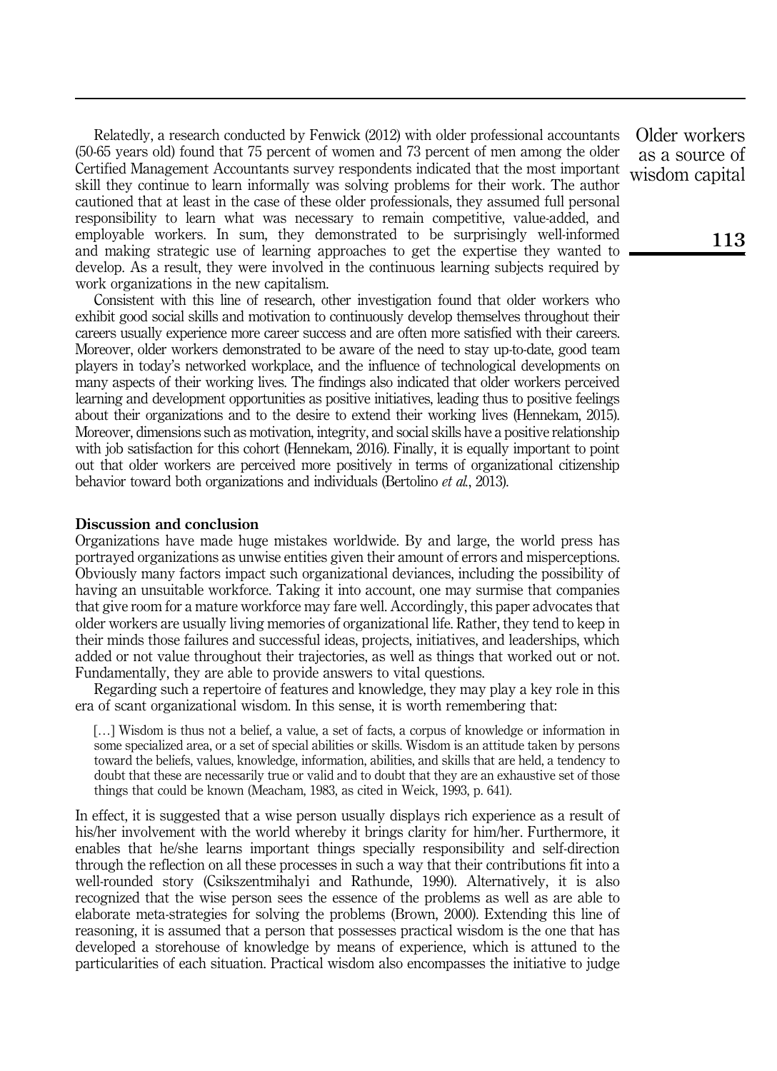Relatedly, a research conducted by Fenwick (2012) with older professional accountants (50-65 years old) found that 75 percent of women and 73 percent of men among the older Certified Management Accountants survey respondents indicated that the most important skill they continue to learn informally was solving problems for their work. The author cautioned that at least in the case of these older professionals, they assumed full personal responsibility to learn what was necessary to remain competitive, value-added, and employable workers. In sum, they demonstrated to be surprisingly well-informed and making strategic use of learning approaches to get the expertise they wanted to develop. As a result, they were involved in the continuous learning subjects required by work organizations in the new capitalism.

Consistent with this line of research, other investigation found that older workers who exhibit good social skills and motivation to continuously develop themselves throughout their careers usually experience more career success and are often more satisfied with their careers. Moreover, older workers demonstrated to be aware of the need to stay up-to-date, good team players in today's networked workplace, and the influence of technological developments on many aspects of their working lives. The findings also indicated that older workers perceived learning and development opportunities as positive initiatives, leading thus to positive feelings about their organizations and to the desire to extend their working lives (Hennekam, 2015). Moreover, dimensions such as motivation, integrity, and social skills have a positive relationship with job satisfaction for this cohort (Hennekam, 2016). Finally, it is equally important to point out that older workers are perceived more positively in terms of organizational citizenship behavior toward both organizations and individuals (Bertolino *et al.*, 2013).

## Discussion and conclusion

Organizations have made huge mistakes worldwide. By and large, the world press has portrayed organizations as unwise entities given their amount of errors and misperceptions. Obviously many factors impact such organizational deviances, including the possibility of having an unsuitable workforce. Taking it into account, one may surmise that companies that give room for a mature workforce may fare well. Accordingly, this paper advocates that older workers are usually living memories of organizational life. Rather, they tend to keep in their minds those failures and successful ideas, projects, initiatives, and leaderships, which added or not value throughout their trajectories, as well as things that worked out or not. Fundamentally, they are able to provide answers to vital questions.

Regarding such a repertoire of features and knowledge, they may play a key role in this era of scant organizational wisdom. In this sense, it is worth remembering that:

> […] Wisdom is thus not a belief, a value, a set of facts, a corpus of knowledge or information in some specialized area, or a set of special abilities or skills. Wisdom is an attitude taken by persons toward the beliefs, values, knowledge, information, abilities, and skills that are held, a tendency to doubt that these are necessarily true or valid and to doubt that they are an exhaustive set of those things that could be known (Meacham, 1983, as cited in Weick, 1993, p. 641).

In effect, it is suggested that a wise person usually displays rich experience as a result of his/her involvement with the world whereby it brings clarity for him/her. Furthermore, it enables that he/she learns important things specially responsibility and self-direction through the reflection on all these processes in such a way that their contributions fit into a well-rounded story (Csikszentmihalyi and Rathunde, 1990). Alternatively, it is also recognized that the wise person sees the essence of the problems as well as are able to elaborate meta-strategies for solving the problems (Brown, 2000). Extending this line of reasoning, it is assumed that a person that possesses practical wisdom is the one that has developed a storehouse of knowledge by means of experience, which is attuned to the particularities of each situation. Practical wisdom also encompasses the initiative to judge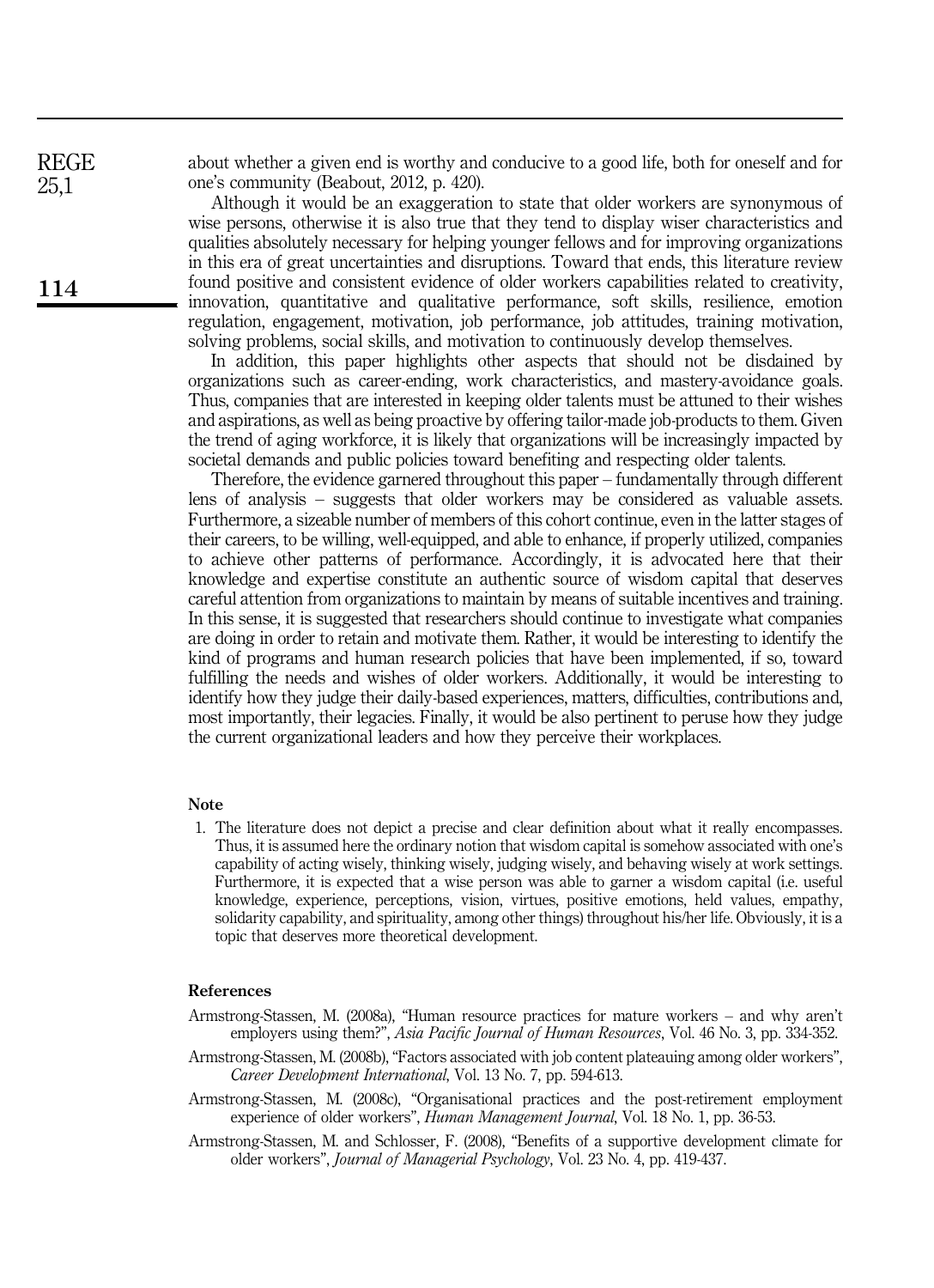about whether a given end is worthy and conducive to a good life, both for oneself and for one's community (Beabout, 2012, p. 420).

Although it would be an exaggeration to state that older workers are synonymous of wise persons, otherwise it is also true that they tend to display wiser characteristics and qualities absolutely necessary for helping younger fellows and for improving organizations in this era of great uncertainties and disruptions. Toward that ends, this literature review found positive and consistent evidence of older workers capabilities related to creativity, innovation, quantitative and qualitative performance, soft skills, resilience, emotion regulation, engagement, motivation, job performance, job attitudes, training motivation, solving problems, social skills, and motivation to continuously develop themselves.

In addition, this paper highlights other aspects that should not be disdained by organizations such as career-ending, work characteristics, and mastery-avoidance goals. Thus, companies that are interested in keeping older talents must be attuned to their wishes and aspirations, as well as being proactive by offering tailor-made job-products to them. Given the trend of aging workforce, it is likely that organizations will be increasingly impacted by societal demands and public policies toward benefiting and respecting older talents.

Therefore, the evidence garnered throughout this paper – fundamentally through different lens of analysis – suggests that older workers may be considered as valuable assets. Furthermore, a sizeable number of members of this cohort continue, even in the latter stages of their careers, to be willing, well-equipped, and able to enhance, if properly utilized, companies to achieve other patterns of performance. Accordingly, it is advocated here that their knowledge and expertise constitute an authentic source of wisdom capital that deserves careful attention from organizations to maintain by means of suitable incentives and training. In this sense, it is suggested that researchers should continue to investigate what companies are doing in order to retain and motivate them. Rather, it would be interesting to identify the kind of programs and human research policies that have been implemented, if so, toward fulfilling the needs and wishes of older workers. Additionally, it would be interesting to identify how they judge their daily-based experiences, matters, difficulties, contributions and, most importantly, their legacies. Finally, it would be also pertinent to peruse how they judge the current organizational leaders and how they perceive their workplaces.

## Note

1. The literature does not depict a precise and clear definition about what it really encompasses. Thus, it is assumed here the ordinary notion that wisdom capital is somehow associated with one's capability of acting wisely, thinking wisely, judging wisely, and behaving wisely at work settings. Furthermore, it is expected that a wise person was able to garner a wisdom capital (i.e. useful knowledge, experience, perceptions, vision, virtues, positive emotions, held values, empathy, solidarity capability, and spirituality, among other things) throughout his/her life. Obviously, it is a topic that deserves more theoretical development.

## References

Armstrong-Stassen, M. (2008a), "Human resource practices for mature workers – and why aren't employers using them?", *Asia Pacific Journal of Human Resources*, Vol. 46 No. 3, pp. 334-352.

Armstrong-Stassen, M. (2008b), "Factors associated with job content plateauing among older workers", *Career Development International*, Vol. 13 No. 7, pp. 594-613.

Armstrong-Stassen, M. (2008c), "Organisational practices and the post-retirement employment experience of older workers", *Human Management Journal*, Vol. 18 No. 1, pp. 36-53.

Armstrong-Stassen, M. and Schlosser, F. (2008), "Benefits of a supportive development climate for older workers", *Journal of Managerial Psychology*, Vol. 23 No. 4, pp. 419-437.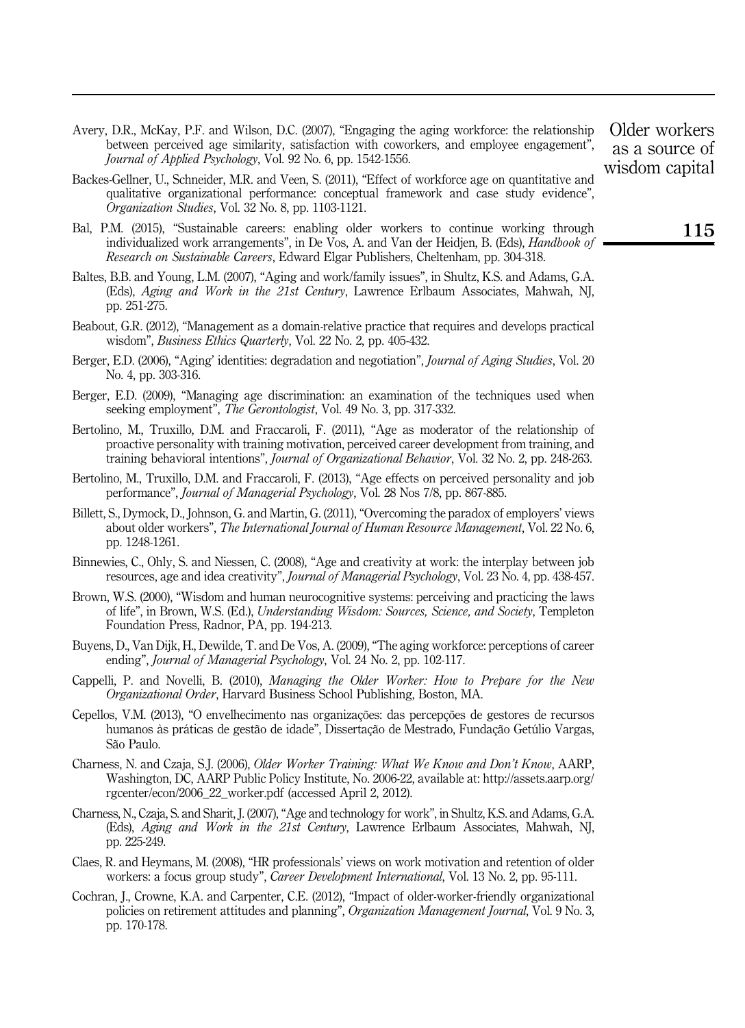Avery, D.R., McKay, P.F. and Wilson, D.C. (2007), "Engaging the aging workforce: the relationship between perceived age similarity, satisfaction with coworkers, and employee engagement", *Journal of Applied Psychology*, Vol. 92 No. 6, pp. 1542-1556.

Backes-Gellner, U., Schneider, M.R. and Veen, S. (2011), "Effect of workforce age on quantitative and qualitative organizational performance: conceptual framework and case study evidence", *Organization Studies*, Vol. 32 No. 8, pp. 1103-1121.

Bal, P.M. (2015), "Sustainable careers: enabling older workers to continue working through individualized work arrangements", in De Vos, A. and Van der Heidjen, B. (Eds), *Handbook of Research on Sustainable Careers*, Edward Elgar Publishers, Cheltenham, pp. 304-318.

Baltes, B.B. and Young, L.M. (2007), "Aging and work/family issues", in Shultz, K.S. and Adams, G.A. (Eds), *Aging and Work in the 21st Century*, Lawrence Erlbaum Associates, Mahwah, NJ, pp. 251-275.

Beabout, G.R. (2012), "Management as a domain-relative practice that requires and develops practical wisdom", *Business Ethics Quarterly*, Vol. 22 No. 2, pp. 405-432.

Berger, E.D. (2006), "Aging' identities: degradation and negotiation", *Journal of Aging Studies*, Vol. 20 No. 4, pp. 303-316.

Berger, E.D. (2009), "Managing age discrimination: an examination of the techniques used when seeking employment", *The Gerontologist*, Vol. 49 No. 3, pp. 317-332.

Bertolino, M., Truxillo, D.M. and Fraccaroli, F. (2011), "Age as moderator of the relationship of proactive personality with training motivation, perceived career development from training, and training behavioral intentions", *Journal of Organizational Behavior*, Vol. 32 No. 2, pp. 248-263.

Bertolino, M., Truxillo, D.M. and Fraccaroli, F. (2013), "Age effects on perceived personality and job performance", *Journal of Managerial Psychology*, Vol. 28 Nos 7/8, pp. 867-885.

Billett, S., Dymock, D., Johnson, G. and Martin, G. (2011), "Overcoming the paradox of employers' views about older workers", *The International Journal of Human Resource Management*, Vol. 22 No. 6, pp. 1248-1261.

Binnewies, C., Ohly, S. and Niessen, C. (2008), "Age and creativity at work: the interplay between job resources, age and idea creativity", *Journal of Managerial Psychology*, Vol. 23 No. 4, pp. 438-457.

Brown, W.S. (2000), "Wisdom and human neurocognitive systems: perceiving and practicing the laws of life", in Brown, W.S. (Ed.), *Understanding Wisdom: Sources, Science, and Society*, Templeton Foundation Press, Radnor, PA, pp. 194-213.

Buyens, D., Van Dijk, H., Dewilde, T. and De Vos, A. (2009), "The aging workforce: perceptions of career ending", *Journal of Managerial Psychology*, Vol. 24 No. 2, pp. 102-117.

Cappelli, P. and Novelli, B. (2010), *Managing the Older Worker: How to Prepare for the New Organizational Order*, Harvard Business School Publishing, Boston, MA.

Cepellos, V.M. (2013), "O envelhecimento nas organizações: das percepções de gestores de recursos humanos às práticas de gestão de idade", Dissertação de Mestrado, Fundação Getúlio Vargas, São Paulo.

Charness, N. and Czaja, S.J. (2006), *Older Worker Training: What We Know and Don't Know*, AARP, Washington, DC, AARP Public Policy Institute, No. 2006-22, available at: http://assets.aarp.org/rgcenter/econ/2006_22_worker.pdf (accessed April 2, 2012).

Charness, N., Czaja, S. and Sharit, J. (2007), "Age and technology for work", in Shultz, K.S. and Adams, G.A. (Eds), *Aging and Work in the 21st Century*, Lawrence Erlbaum Associates, Mahwah, NJ, pp. 225-249.

Claes, R. and Heymans, M. (2008), "HR professionals' views on work motivation and retention of older workers: a focus group study", *Career Development International*, Vol. 13 No. 2, pp. 95-111.

Cochran, J., Crowne, K.A. and Carpenter, C.E. (2012), "Impact of older-worker-friendly organizational policies on retirement attitudes and planning", *Organization Management Journal*, Vol. 9 No. 3, pp. 170-178.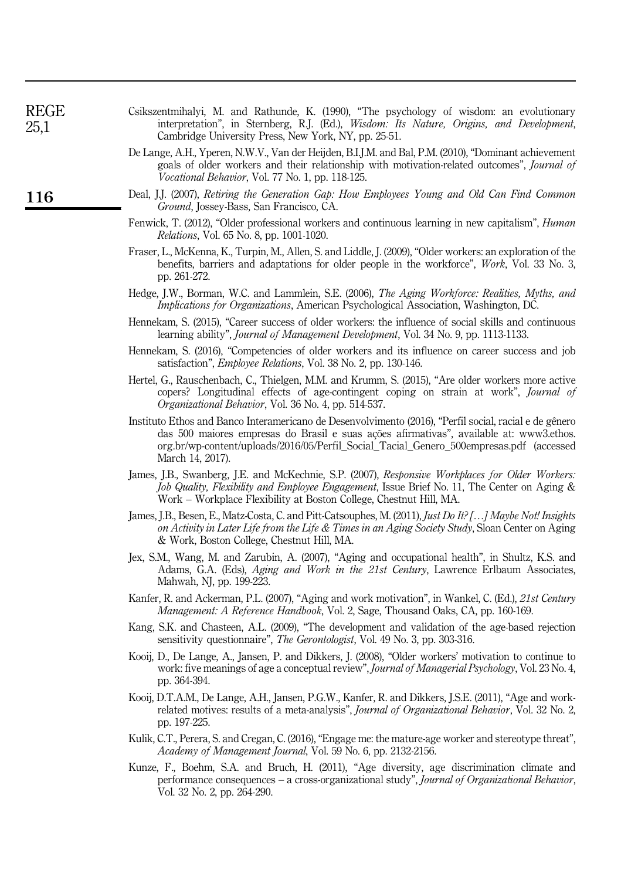Csikszentmihalyi, M. and Rathunde, K. (1990), "The psychology of wisdom: an evolutionary interpretation", in Sternberg, R.J. (Ed.), *Wisdom: Its Nature, Origins, and Development*, Cambridge University Press, New York, NY, pp. 25-51.

De Lange, A.H., Yperen, N.W.V., Van der Heijden, B.I.J.M. and Bal, P.M. (2010), "Dominant achievement goals of older workers and their relationship with motivation-related outcomes", *Journal of Vocational Behavior*, Vol. 77 No. 1, pp. 118-125.

Deal, J.J. (2007), *Retiring the Generation Gap: How Employees Young and Old Can Find Common Ground*, Jossey-Bass, San Francisco, CA.

Fenwick, T. (2012), "Older professional workers and continuous learning in new capitalism", *Human Relations*, Vol. 65 No. 8, pp. 1001-1020.

Fraser, L., McKenna, K., Turpin, M., Allen, S. and Liddle, J. (2009), "Older workers: an exploration of the benefits, barriers and adaptations for older people in the workforce", *Work*, Vol. 33 No. 3, pp. 261-272.

Hedge, J.W., Borman, W.C. and Lammlein, S.E. (2006), *The Aging Workforce: Realities, Myths, and Implications for Organizations*, American Psychological Association, Washington, DC.

Hennekam, S. (2015), "Career success of older workers: the influence of social skills and continuous learning ability", *Journal of Management Development*, Vol. 34 No. 9, pp. 1113-1133.

Hennekam, S. (2016), "Competencies of older workers and its influence on career success and job satisfaction", *Employee Relations*, Vol. 38 No. 2, pp. 130-146.

Hertel, G., Rauschenbach, C., Thielgen, M.M. and Krumm, S. (2015), "Are older workers more active copers? Longitudinal effects of age-contingent coping on strain at work", *Journal of Organizational Behavior*, Vol. 36 No. 4, pp. 514-537.

Instituto Ethos and Banco Interamericano de Desenvolvimento (2016), "Perfil social, racial e de gênero das 500 maiores empresas do Brasil e suas ações afirmativas", available at: www3.ethos.org.br/wp-content/uploads/2016/05/Perfil_Social_Tacial_Genero_500empresas.pdf (accessed March 14, 2017).

James, J.B., Swanberg, J.E. and McKechnie, S.P. (2007), *Responsive Workplaces for Older Workers: Job Quality, Flexibility and Employee Engagement*, Issue Brief No. 11, The Center on Aging & Work – Workplace Flexibility at Boston College, Chestnut Hill, MA.

James, J.B., Besen, E., Matz-Costa, C. and Pitt-Catsouphes, M. (2011), *Just Do It? […] Maybe Not! Insights on Activity in Later Life from the Life & Times in an Aging Society Study*, Sloan Center on Aging & Work, Boston College, Chestnut Hill, MA.

Jex, S.M., Wang, M. and Zarubin, A. (2007), "Aging and occupational health", in Shultz, K.S. and Adams, G.A. (Eds), *Aging and Work in the 21st Century*, Lawrence Erlbaum Associates, Mahwah, NJ, pp. 199-223.

Kanfer, R. and Ackerman, P.L. (2007), "Aging and work motivation", in Wankel, C. (Ed.), *21st Century Management: A Reference Handbook*, Vol. 2, Sage, Thousand Oaks, CA, pp. 160-169.

Kang, S.K. and Chasteen, A.L. (2009), "The development and validation of the age-based rejection sensitivity questionnaire", *The Gerontologist*, Vol. 49 No. 3, pp. 303-316.

Kooij, D., De Lange, A., Jansen, P. and Dikkers, J. (2008), "Older workers' motivation to continue to work: five meanings of age a conceptual review", *Journal of Managerial Psychology*, Vol. 23 No. 4, pp. 364-394.

Kooij, D.T.A.M., De Lange, A.H., Jansen, P.G.W., Kanfer, R. and Dikkers, J.S.E. (2011), "Age and work-related motives: results of a meta-analysis", *Journal of Organizational Behavior*, Vol. 32 No. 2, pp. 197-225.

Kulik, C.T., Perera, S. and Cregan, C. (2016), "Engage me: the mature-age worker and stereotype threat", *Academy of Management Journal*, Vol. 59 No. 6, pp. 2132-2156.

Kunze, F., Boehm, S.A. and Bruch, H. (2011), "Age diversity, age discrimination climate and performance consequences – a cross-organizational study", *Journal of Organizational Behavior*, Vol. 32 No. 2, pp. 264-290.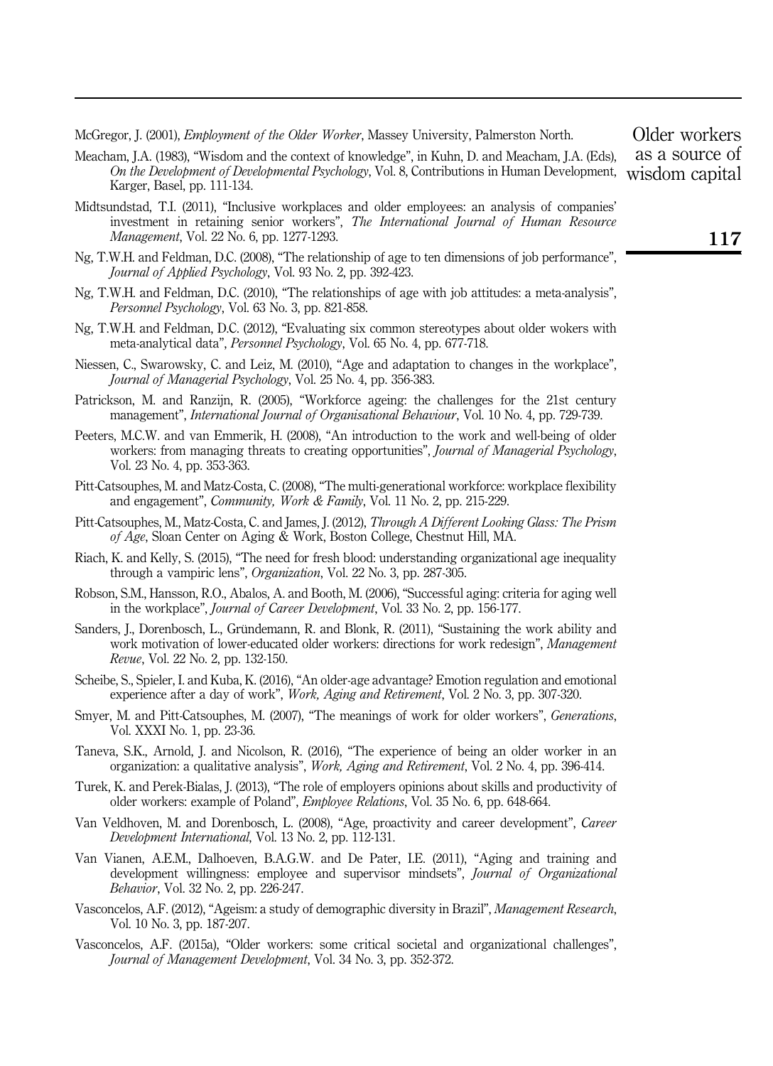McGregor, J. (2001), *Employment of the Older Worker*, Massey University, Palmerston North.

Meacham, J.A. (1983), "Wisdom and the context of knowledge", in Kuhn, D. and Meacham, J.A. (Eds), *On the Development of Developmental Psychology*, Vol. 8, Contributions in Human Development, Karger, Basel, pp. 111-134.

Midtsundstad, T.I. (2011), "Inclusive workplaces and older employees: an analysis of companies' investment in retaining senior workers", *The International Journal of Human Resource Management*, Vol. 22 No. 6, pp. 1277-1293.

Ng, T.W.H. and Feldman, D.C. (2008), "The relationship of age to ten dimensions of job performance", *Journal of Applied Psychology*, Vol. 93 No. 2, pp. 392-423.

Ng, T.W.H. and Feldman, D.C. (2010), "The relationships of age with job attitudes: a meta-analysis", *Personnel Psychology*, Vol. 63 No. 3, pp. 821-858.

Ng, T.W.H. and Feldman, D.C. (2012), "Evaluating six common stereotypes about older wokers with meta-analytical data", *Personnel Psychology*, Vol. 65 No. 4, pp. 677-718.

Niessen, C., Swarowsky, C. and Leiz, M. (2010), "Age and adaptation to changes in the workplace", *Journal of Managerial Psychology*, Vol. 25 No. 4, pp. 356-383.

Patrickson, M. and Ranzijn, R. (2005), "Workforce ageing: the challenges for the 21st century management", *International Journal of Organisational Behaviour*, Vol. 10 No. 4, pp. 729-739.

Peeters, M.C.W. and van Emmerik, H. (2008), "An introduction to the work and well-being of older workers: from managing threats to creating opportunities", *Journal of Managerial Psychology*, Vol. 23 No. 4, pp. 353-363.

Pitt-Catsouphes, M. and Matz-Costa, C. (2008), "The multi-generational workforce: workplace flexibility and engagement", *Community, Work & Family*, Vol. 11 No. 2, pp. 215-229.

Pitt-Catsouphes, M., Matz-Costa, C. and James, J. (2012), *Through A Different Looking Glass: The Prism of Age*, Sloan Center on Aging & Work, Boston College, Chestnut Hill, MA.

Riach, K. and Kelly, S. (2015), "The need for fresh blood: understanding organizational age inequality through a vampiric lens", *Organization*, Vol. 22 No. 3, pp. 287-305.

Robson, S.M., Hansson, R.O., Abalos, A. and Booth, M. (2006), "Successful aging: criteria for aging well in the workplace", *Journal of Career Development*, Vol. 33 No. 2, pp. 156-177.

Sanders, J., Dorenbosch, L., Gründemann, R. and Blonk, R. (2011), "Sustaining the work ability and work motivation of lower-educated older workers: directions for work redesign", *Management Revue*, Vol. 22 No. 2, pp. 132-150.

Scheibe, S., Spieler, I. and Kuba, K. (2016), "An older-age advantage? Emotion regulation and emotional experience after a day of work", *Work, Aging and Retirement*, Vol. 2 No. 3, pp. 307-320.

Smyer, M. and Pitt-Catsouphes, M. (2007), "The meanings of work for older workers", *Generations*, Vol. XXXI No. 1, pp. 23-36.

Taneva, S.K., Arnold, J. and Nicolson, R. (2016), "The experience of being an older worker in an organization: a qualitative analysis", *Work, Aging and Retirement*, Vol. 2 No. 4, pp. 396-414.

Turek, K. and Perek-Bialas, J. (2013), "The role of employers opinions about skills and productivity of older workers: example of Poland", *Employee Relations*, Vol. 35 No. 6, pp. 648-664.

Van Veldhoven, M. and Dorenbosch, L. (2008), "Age, proactivity and career development", *Career Development International*, Vol. 13 No. 2, pp. 112-131.

Van Vianen, A.E.M., Dalhoeven, B.A.G.W. and De Pater, I.E. (2011), "Aging and training and development willingness: employee and supervisor mindsets", *Journal of Organizational Behavior*, Vol. 32 No. 2, pp. 226-247.

Vasconcelos, A.F. (2012), "Ageism: a study of demographic diversity in Brazil", *Management Research*, Vol. 10 No. 3, pp. 187-207.

Vasconcelos, A.F. (2015a), "Older workers: some critical societal and organizational challenges", *Journal of Management Development*, Vol. 34 No. 3, pp. 352-372.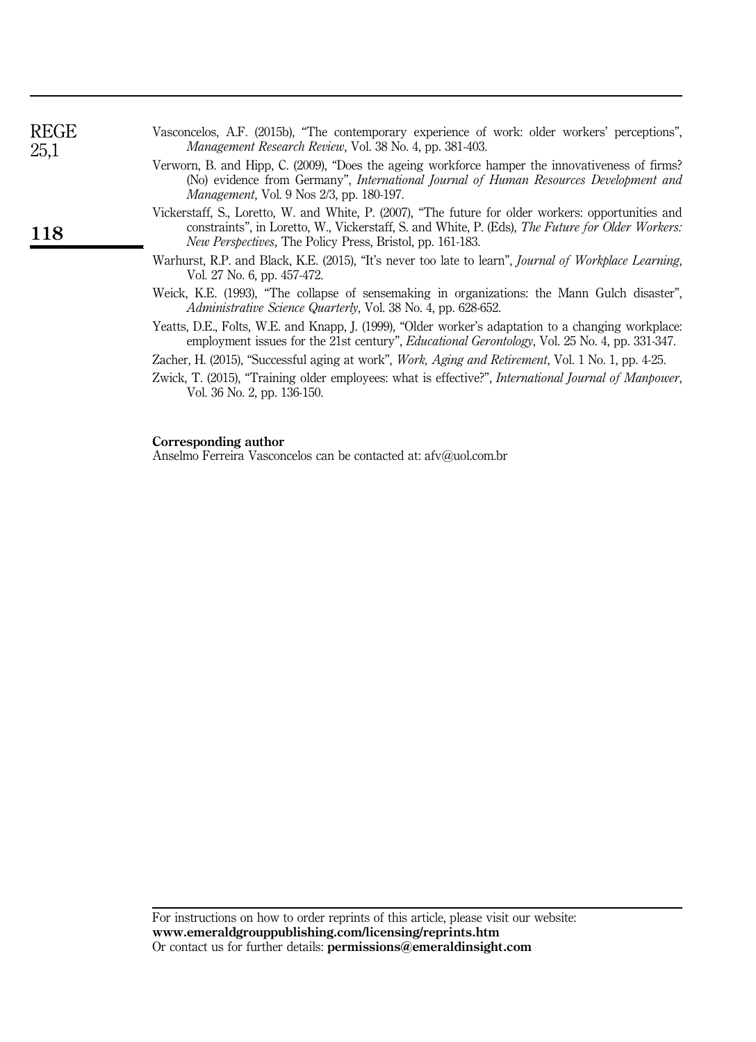Vasconcelos, A.F. (2015b), "The contemporary experience of work: older workers' perceptions", *Management Research Review*, Vol. 38 No. 4, pp. 381-403.

Verworn, B. and Hipp, C. (2009), "Does the ageing workforce hamper the innovativeness of firms? (No) evidence from Germany", *International Journal of Human Resources Development and Management*, Vol. 9 Nos 2/3, pp. 180-197.

Vickerstaff, S., Loretto, W. and White, P. (2007), "The future for older workers: opportunities and constraints", in Loretto, W., Vickerstaff, S. and White, P. (Eds), *The Future for Older Workers: New Perspectives*, The Policy Press, Bristol, pp. 161-183.

Warhurst, R.P. and Black, K.E. (2015), "It's never too late to learn", *Journal of Workplace Learning*, Vol. 27 No. 6, pp. 457-472.

Weick, K.E. (1993), "The collapse of sensemaking in organizations: the Mann Gulch disaster", *Administrative Science Quarterly*, Vol. 38 No. 4, pp. 628-652.

Yeatts, D.E., Folts, W.E. and Knapp, J. (1999), "Older worker's adaptation to a changing workplace: employment issues for the 21st century", *Educational Gerontology*, Vol. 25 No. 4, pp. 331-347.

Zacher, H. (2015), "Successful aging at work", *Work, Aging and Retirement*, Vol. 1 No. 1, pp. 4-25.

Zwick, T. (2015), "Training older employees: what is effective?", *International Journal of Manpower*, Vol. 36 No. 2, pp. 136-150.

**Corresponding author**
Anselmo Ferreira Vasconcelos can be contacted at: afv@uol.com.br

For instructions on how to order reprints of this article, please visit our website:
**www.emeraldgrouppublishing.com/licensing/reprints.htm**
Or contact us for further details: **permissions@emeraldinsight.com**